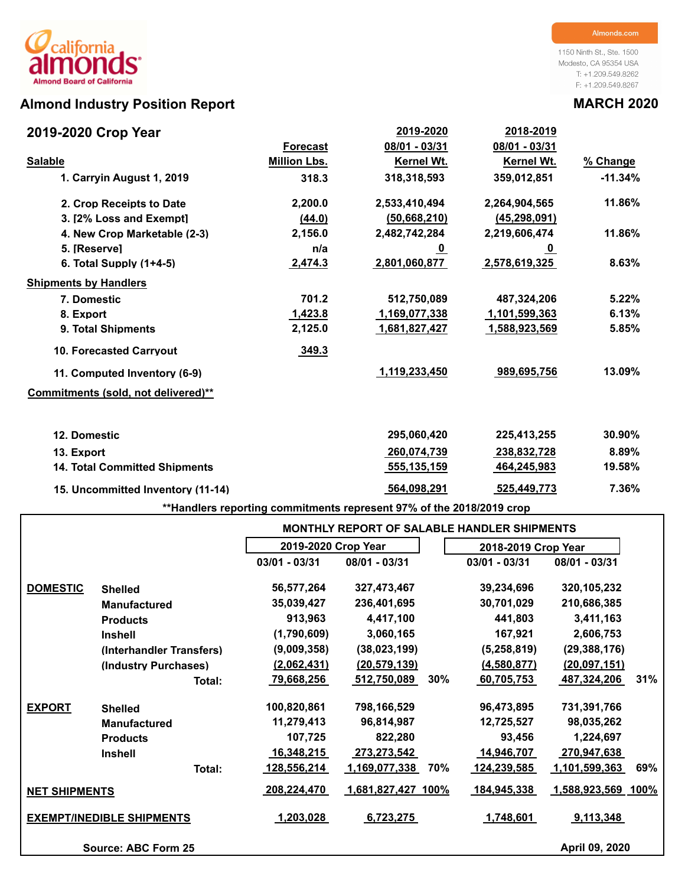california almonds

Almond Board of California

Almonds.com

1150 Ninth St., Ste. 1500
Modesto, CA 95354 USA
T: +1.209.549.8262
F: +1.209.549.8267

# Almond Industry Position Report

**MARCH 2020**

## 2019-2020 Crop Year

| Salable | Forecast Million Lbs. | 2019-2020 08/01 - 03/31 Kernel Wt. | 2018-2019 08/01 - 03/31 Kernel Wt. | % Change |
|---|---|---|---|---|
| 1. Carryin August 1, 2019 | 318.3 | 318,318,593 | 359,012,851 | -11.34% |
| 2. Crop Receipts to Date | 2,200.0 | 2,533,410,494 | 2,264,904,565 | 11.86% |
| 3. [2% Loss and Exempt] | (44.0) | (50,668,210) | (45,298,091) | |
| 4. New Crop Marketable (2-3) | 2,156.0 | 2,482,742,284 | 2,219,606,474 | 11.86% |
| 5. [Reserve] | n/a | 0 | 0 | |
| 6. Total Supply (1+4-5) | 2,474.3 | 2,801,060,877 | 2,578,619,325 | 8.63% |
| **Shipments by Handlers** | | | | |
| 7. Domestic | 701.2 | 512,750,089 | 487,324,206 | 5.22% |
| 8. Export | 1,423.8 | 1,169,077,338 | 1,101,599,363 | 6.13% |
| 9. Total Shipments | 2,125.0 | 1,681,827,427 | 1,588,923,569 | 5.85% |
| 10. Forecasted Carryout | 349.3 | | | |
| 11. Computed Inventory (6-9) | | 1,119,233,450 | 989,695,756 | 13.09% |
| **Commitments (sold, not delivered)**** | | | | |
| 12. Domestic | | 295,060,420 | 225,413,255 | 30.90% |
| 13. Export | | 260,074,739 | 238,832,728 | 8.89% |
| 14. Total Committed Shipments | | 555,135,159 | 464,245,983 | 19.58% |
| 15. Uncommitted Inventory (11-14) | | 564,098,291 | 525,449,773 | 7.36% |

**Handlers reporting commitments represent 97% of the 2018/2019 crop

### MONTHLY REPORT OF SALABLE HANDLER SHIPMENTS

| | | 2019-2020 Crop Year | | | 2018-2019 Crop Year | | |
|---|---|---|---|---|---|---|---|
| | | 03/01 - 03/31 | 08/01 - 03/31 | | 03/01 - 03/31 | 08/01 - 03/31 | |
| **DOMESTIC** | Shelled | 56,577,264 | 327,473,467 | | 39,234,696 | 320,105,232 | |
| | Manufactured | 35,039,427 | 236,401,695 | | 30,701,029 | 210,686,385 | |
| | Products | 913,963 | 4,417,100 | | 441,803 | 3,411,163 | |
| | Inshell | (1,790,609) | 3,060,165 | | 167,921 | 2,606,753 | |
| | (Interhandler Transfers) | (9,009,358) | (38,023,199) | | (5,258,819) | (29,388,176) | |
| | (Industry Purchases) | (2,062,431) | (20,579,139) | | (4,580,877) | (20,097,151) | |
| | Total: | 79,668,256 | 512,750,089 | 30% | 60,705,753 | 487,324,206 | 31% |
| **EXPORT** | Shelled | 100,820,861 | 798,166,529 | | 96,473,895 | 731,391,766 | |
| | Manufactured | 11,279,413 | 96,814,987 | | 12,725,527 | 98,035,262 | |
| | Products | 107,725 | 822,280 | | 93,456 | 1,224,697 | |
| | Inshell | 16,348,215 | 273,273,542 | | 14,946,707 | 270,947,638 | |
| | Total: | 128,556,214 | 1,169,077,338 | 70% | 124,239,585 | 1,101,599,363 | 69% |
| **NET SHIPMENTS** | | 208,224,470 | 1,681,827,427 | 100% | 184,945,338 | 1,588,923,569 | 100% |
| **EXEMPT/INEDIBLE SHIPMENTS** | | 1,203,028 | 6,723,275 | | 1,748,601 | 9,113,348 | |

Source: ABC Form 25

April 09, 2020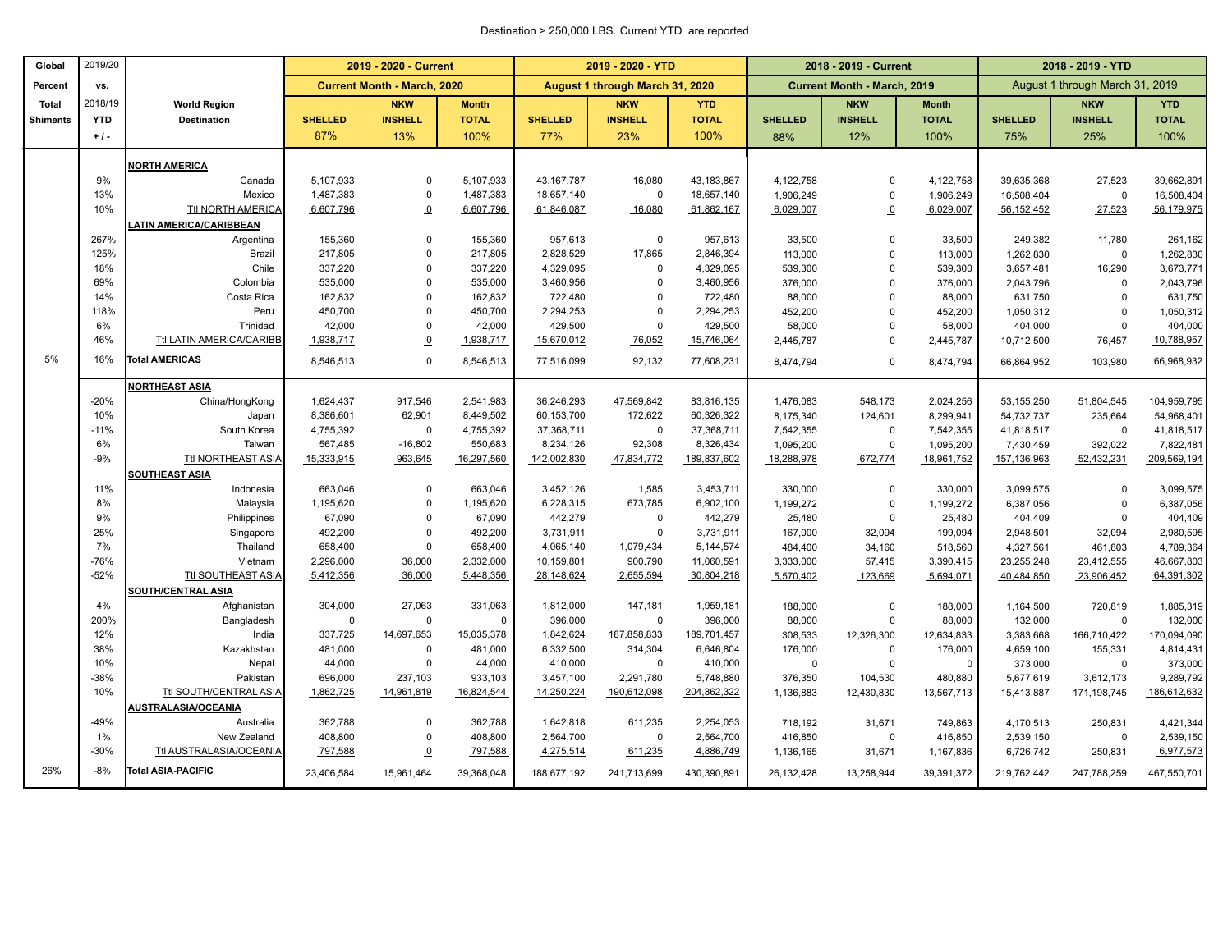Destination > 250,000 LBS. Current YTD are reported

| Global Percent Total Shiments | 2019/20 vs. 2018/19 YTD + / - | World Region Destination | 2019 - 2020 - Current: Current Month - March, 2020 SHELLED 87% | NKW INSHELL 13% | Month TOTAL 100% | 2019 - 2020 - YTD: August 1 through March 31, 2020 SHELLED 77% | NKW INSHELL 23% | YTD TOTAL 100% | 2018 - 2019 - Current: Current Month - March, 2019 SHELLED 88% | NKW INSHELL 12% | Month TOTAL 100% | 2018 - 2019 - YTD: August 1 through March 31, 2019 SHELLED 75% | NKW INSHELL 25% | YTD TOTAL 100% |
|---|---|---|---|---|---|---|---|---|---|---|---|---|---|---|
| | | **NORTH AMERICA** | | | | | | | | | | | | |
| | 9% | Canada | 5,107,933 | 0 | 5,107,933 | 43,167,787 | 16,080 | 43,183,867 | 4,122,758 | 0 | 4,122,758 | 39,635,368 | 27,523 | 39,662,891 |
| | 13% | Mexico | 1,487,383 | 0 | 1,487,383 | 18,657,140 | 0 | 18,657,140 | 1,906,249 | 0 | 1,906,249 | 16,508,404 | 0 | 16,508,404 |
| | 10% | Ttl NORTH AMERICA | 6,607,796 | 0 | 6,607,796 | 61,846,087 | 16,080 | 61,862,167 | 6,029,007 | 0 | 6,029,007 | 56,152,452 | 27,523 | 56,179,975 |
| | | **LATIN AMERICA/CARIBBEAN** | | | | | | | | | | | | |
| | 267% | Argentina | 155,360 | 0 | 155,360 | 957,613 | 0 | 957,613 | 33,500 | 0 | 33,500 | 249,382 | 11,780 | 261,162 |
| | 125% | Brazil | 217,805 | 0 | 217,805 | 2,828,529 | 17,865 | 2,846,394 | 113,000 | 0 | 113,000 | 1,262,830 | 0 | 1,262,830 |
| | 18% | Chile | 337,220 | 0 | 337,220 | 4,329,095 | 0 | 4,329,095 | 539,300 | 0 | 539,300 | 3,657,481 | 16,290 | 3,673,771 |
| | 69% | Colombia | 535,000 | 0 | 535,000 | 3,460,956 | 0 | 3,460,956 | 376,000 | 0 | 376,000 | 2,043,796 | 0 | 2,043,796 |
| | 14% | Costa Rica | 162,832 | 0 | 162,832 | 722,480 | 0 | 722,480 | 88,000 | 0 | 88,000 | 631,750 | 0 | 631,750 |
| | 118% | Peru | 450,700 | 0 | 450,700 | 2,294,253 | 0 | 2,294,253 | 452,200 | 0 | 452,200 | 1,050,312 | 0 | 1,050,312 |
| | 6% | Trinidad | 42,000 | 0 | 42,000 | 429,500 | 0 | 429,500 | 58,000 | 0 | 58,000 | 404,000 | 0 | 404,000 |
| | 46% | Ttl LATIN AMERICA/CARIBB | 1,938,717 | 0 | 1,938,717 | 15,670,012 | 76,052 | 15,746,064 | 2,445,787 | 0 | 2,445,787 | 10,712,500 | 76,457 | 10,788,957 |
| 5% | 16% | **Total AMERICAS** | 8,546,513 | 0 | 8,546,513 | 77,516,099 | 92,132 | 77,608,231 | 8,474,794 | 0 | 8,474,794 | 66,864,952 | 103,980 | 66,968,932 |
| | | **NORTHEAST ASIA** | | | | | | | | | | | | |
| | -20% | China/HongKong | 1,624,437 | 917,546 | 2,541,983 | 36,246,293 | 47,569,842 | 83,816,135 | 1,476,083 | 548,173 | 2,024,256 | 53,155,250 | 51,804,545 | 104,959,795 |
| | 10% | Japan | 8,386,601 | 62,901 | 8,449,502 | 60,153,700 | 172,622 | 60,326,322 | 8,175,340 | 124,601 | 8,299,941 | 54,732,737 | 235,664 | 54,968,401 |
| | -11% | South Korea | 4,755,392 | 0 | 4,755,392 | 37,368,711 | 0 | 37,368,711 | 7,542,355 | 0 | 7,542,355 | 41,818,517 | 0 | 41,818,517 |
| | 6% | Taiwan | 567,485 | -16,802 | 550,683 | 8,234,126 | 92,308 | 8,326,434 | 1,095,200 | 0 | 1,095,200 | 7,430,459 | 392,022 | 7,822,481 |
| | -9% | Ttl NORTHEAST ASIA | 15,333,915 | 963,645 | 16,297,560 | 142,002,830 | 47,834,772 | 189,837,602 | 18,288,978 | 672,774 | 18,961,752 | 157,136,963 | 52,432,231 | 209,569,194 |
| | | **SOUTHEAST ASIA** | | | | | | | | | | | | |
| | 11% | Indonesia | 663,046 | 0 | 663,046 | 3,452,126 | 1,585 | 3,453,711 | 330,000 | 0 | 330,000 | 3,099,575 | 0 | 3,099,575 |
| | 8% | Malaysia | 1,195,620 | 0 | 1,195,620 | 6,228,315 | 673,785 | 6,902,100 | 1,199,272 | 0 | 1,199,272 | 6,387,056 | 0 | 6,387,056 |
| | 9% | Philippines | 67,090 | 0 | 67,090 | 442,279 | 0 | 442,279 | 25,480 | 0 | 25,480 | 404,409 | 0 | 404,409 |
| | 25% | Singapore | 492,200 | 0 | 492,200 | 3,731,911 | 0 | 3,731,911 | 167,000 | 32,094 | 199,094 | 2,948,501 | 32,094 | 2,980,595 |
| | 7% | Thailand | 658,400 | 0 | 658,400 | 4,065,140 | 1,079,434 | 5,144,574 | 484,400 | 34,160 | 518,560 | 4,327,561 | 461,803 | 4,789,364 |
| | -76% | Vietnam | 2,296,000 | 36,000 | 2,332,000 | 10,159,801 | 900,790 | 11,060,591 | 3,333,000 | 57,415 | 3,390,415 | 23,255,248 | 23,412,555 | 46,667,803 |
| | -52% | Ttl SOUTHEAST ASIA | 5,412,356 | 36,000 | 5,448,356 | 28,148,624 | 2,655,594 | 30,804,218 | 5,570,402 | 123,669 | 5,694,071 | 40,484,850 | 23,906,452 | 64,391,302 |
| | | **SOUTH/CENTRAL ASIA** | | | | | | | | | | | | |
| | 4% | Afghanistan | 304,000 | 27,063 | 331,063 | 1,812,000 | 147,181 | 1,959,181 | 188,000 | 0 | 188,000 | 1,164,500 | 720,819 | 1,885,319 |
| | 200% | Bangladesh | 0 | 0 | 0 | 396,000 | 0 | 396,000 | 88,000 | 0 | 88,000 | 132,000 | 0 | 132,000 |
| | 12% | India | 337,725 | 14,697,653 | 15,035,378 | 1,842,624 | 187,858,833 | 189,701,457 | 308,533 | 12,326,300 | 12,634,833 | 3,383,668 | 166,710,422 | 170,094,090 |
| | 38% | Kazakhstan | 481,000 | 0 | 481,000 | 6,332,500 | 314,304 | 6,646,804 | 176,000 | 0 | 176,000 | 4,659,100 | 155,331 | 4,814,431 |
| | 10% | Nepal | 44,000 | 0 | 44,000 | 410,000 | 0 | 410,000 | 0 | 0 | 0 | 373,000 | 0 | 373,000 |
| | -38% | Pakistan | 696,000 | 237,103 | 933,103 | 3,457,100 | 2,291,780 | 5,748,880 | 376,350 | 104,530 | 480,880 | 5,677,619 | 3,612,173 | 9,289,792 |
| | 10% | Ttl SOUTH/CENTRAL ASIA | 1,862,725 | 14,961,819 | 16,824,544 | 14,250,224 | 190,612,098 | 204,862,322 | 1,136,883 | 12,430,830 | 13,567,713 | 15,413,887 | 171,198,745 | 186,612,632 |
| | | **AUSTRALASIA/OCEANIA** | | | | | | | | | | | | |
| | -49% | Australia | 362,788 | 0 | 362,788 | 1,642,818 | 611,235 | 2,254,053 | 718,192 | 31,671 | 749,863 | 4,170,513 | 250,831 | 4,421,344 |
| | 1% | New Zealand | 408,800 | 0 | 408,800 | 2,564,700 | 0 | 2,564,700 | 416,850 | 0 | 416,850 | 2,539,150 | 0 | 2,539,150 |
| | -30% | Ttl AUSTRALASIA/OCEANIA | 797,588 | 0 | 797,588 | 4,275,514 | 611,235 | 4,886,749 | 1,136,165 | 31,671 | 1,167,836 | 6,726,742 | 250,831 | 6,977,573 |
| 26% | -8% | **Total ASIA-PACIFIC** | 23,406,584 | 15,961,464 | 39,368,048 | 188,677,192 | 241,713,699 | 430,390,891 | 26,132,428 | 13,258,944 | 39,391,372 | 219,762,442 | 247,788,259 | 467,550,701 |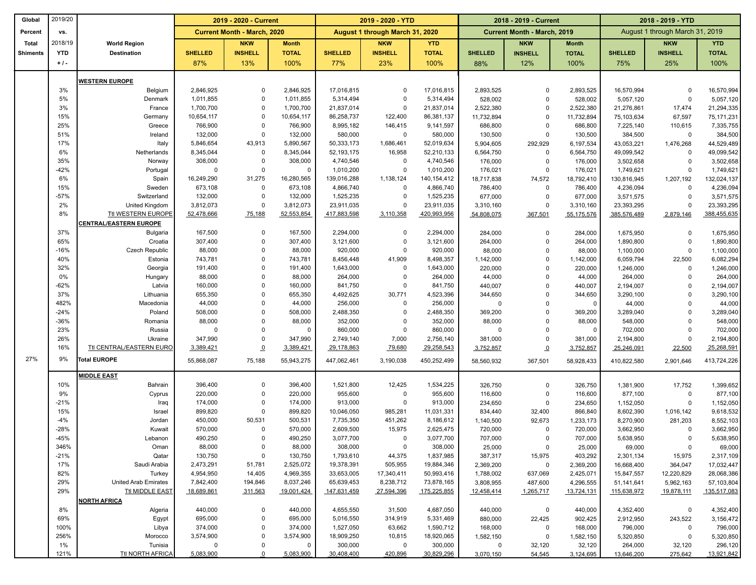| Global Percent Total Shiments | 2019/20 vs. 2018/19 YTD + / - | World Region Destination | 2019 - 2020 - Current Current Month - March, 2020 SHELLED 87% | NKW INSHELL 13% | Month TOTAL 100% | 2019 - 2020 - YTD August 1 through March 31, 2020 SHELLED 77% | NKW INSHELL 23% | YTD TOTAL 100% | 2018 - 2019 - Current Current Month - March, 2019 SHELLED 88% | NKW INSHELL 12% | Month TOTAL 100% | 2018 - 2019 - YTD August 1 through March 31, 2019 SHELLED 75% | NKW INSHELL 25% | YTD TOTAL 100% |
|---|---|---|---|---|---|---|---|---|---|---|---|---|---|---|
| | | **WESTERN EUROPE** | | | | | | | | | | | | |
| | 3% | Belgium | 2,846,925 | 0 | 2,846,925 | 17,016,815 | 0 | 17,016,815 | 2,893,525 | 0 | 2,893,525 | 16,570,994 | 0 | 16,570,994 |
| | 5% | Denmark | 1,011,855 | 0 | 1,011,855 | 5,314,494 | 0 | 5,314,494 | 528,002 | 0 | 528,002 | 5,057,120 | 0 | 5,057,120 |
| | 3% | France | 1,700,700 | 0 | 1,700,700 | 21,837,014 | 0 | 21,837,014 | 2,522,380 | 0 | 2,522,380 | 21,276,861 | 17,474 | 21,294,335 |
| | 15% | Germany | 10,654,117 | 0 | 10,654,117 | 86,258,737 | 122,400 | 86,381,137 | 11,732,894 | 0 | 11,732,894 | 75,103,634 | 67,597 | 75,171,231 |
| | 25% | Greece | 766,900 | 0 | 766,900 | 8,995,182 | 146,415 | 9,141,597 | 686,800 | 0 | 686,800 | 7,225,140 | 110,615 | 7,335,755 |
| | 51% | Ireland | 132,000 | 0 | 132,000 | 580,000 | 0 | 580,000 | 130,500 | 0 | 130,500 | 384,500 | 0 | 384,500 |
| | 17% | Italy | 5,846,654 | 43,913 | 5,890,567 | 50,333,173 | 1,686,461 | 52,019,634 | 5,904,605 | 292,929 | 6,197,534 | 43,053,221 | 1,476,268 | 44,529,489 |
| | 6% | Netherlands | 8,345,044 | 0 | 8,345,044 | 52,193,175 | 16,958 | 52,210,133 | 6,564,750 | 0 | 6,564,750 | 49,099,542 | 0 | 49,099,542 |
| | 35% | Norway | 308,000 | 0 | 308,000 | 4,740,546 | 0 | 4,740,546 | 176,000 | 0 | 176,000 | 3,502,658 | 0 | 3,502,658 |
| | -42% | Portugal | 0 | 0 | 0 | 1,010,200 | 0 | 1,010,200 | 176,021 | 0 | 176,021 | 1,749,621 | 0 | 1,749,621 |
| | 6% | Spain | 16,249,290 | 31,275 | 16,280,565 | 139,016,288 | 1,138,124 | 140,154,412 | 18,717,838 | 74,572 | 18,792,410 | 130,816,945 | 1,207,192 | 132,024,137 |
| | 15% | Sweden | 673,108 | 0 | 673,108 | 4,866,740 | 0 | 4,866,740 | 786,400 | 0 | 786,400 | 4,236,094 | 0 | 4,236,094 |
| | -57% | Switzerland | 132,000 | 0 | 132,000 | 1,525,235 | 0 | 1,525,235 | 677,000 | 0 | 677,000 | 3,571,575 | 0 | 3,571,575 |
| | 2% | United Kingdom | 3,812,073 | 0 | 3,812,073 | 23,911,035 | 0 | 23,911,035 | 3,310,160 | 0 | 3,310,160 | 23,393,295 | 0 | 23,393,295 |
| | 8% | Ttl WESTERN EUROPE | 52,478,666 | 75,188 | 52,553,854 | 417,883,598 | 3,110,358 | 420,993,956 | 54,808,075 | 367,501 | 55,175,576 | 385,576,489 | 2,879,146 | 388,455,635 |
| | | **CENTRAL/EASTERN EUROPE** | | | | | | | | | | | | |
| | 37% | Bulgaria | 167,500 | 0 | 167,500 | 2,294,000 | 0 | 2,294,000 | 284,000 | 0 | 284,000 | 1,675,950 | 0 | 1,675,950 |
| | 65% | Croatia | 307,400 | 0 | 307,400 | 3,121,600 | 0 | 3,121,600 | 264,000 | 0 | 264,000 | 1,890,800 | 0 | 1,890,800 |
| | -16% | Czech Republic | 88,000 | 0 | 88,000 | 920,000 | 0 | 920,000 | 88,000 | 0 | 88,000 | 1,100,000 | 0 | 1,100,000 |
| | 40% | Estonia | 743,781 | 0 | 743,781 | 8,456,448 | 41,909 | 8,498,357 | 1,142,000 | 0 | 1,142,000 | 6,059,794 | 22,500 | 6,082,294 |
| | 32% | Georgia | 191,400 | 0 | 191,400 | 1,643,000 | 0 | 1,643,000 | 220,000 | 0 | 220,000 | 1,246,000 | 0 | 1,246,000 |
| | 0% | Hungary | 88,000 | 0 | 88,000 | 264,000 | 0 | 264,000 | 44,000 | 0 | 44,000 | 264,000 | 0 | 264,000 |
| | -62% | Latvia | 160,000 | 0 | 160,000 | 841,750 | 0 | 841,750 | 440,007 | 0 | 440,007 | 2,194,007 | 0 | 2,194,007 |
| | 37% | Lithuania | 655,350 | 0 | 655,350 | 4,492,625 | 30,771 | 4,523,396 | 344,650 | 0 | 344,650 | 3,290,100 | 0 | 3,290,100 |
| | 482% | Macedonia | 44,000 | 0 | 44,000 | 256,000 | 0 | 256,000 | 0 | 0 | 0 | 44,000 | 0 | 44,000 |
| | -24% | Poland | 508,000 | 0 | 508,000 | 2,488,350 | 0 | 2,488,350 | 369,200 | 0 | 369,200 | 3,289,040 | 0 | 3,289,040 |
| | -36% | Romania | 88,000 | 0 | 88,000 | 352,000 | 0 | 352,000 | 88,000 | 0 | 88,000 | 548,000 | 0 | 548,000 |
| | 23% | Russia | 0 | 0 | 0 | 860,000 | 0 | 860,000 | 0 | 0 | 0 | 702,000 | 0 | 702,000 |
| | 26% | Ukraine | 347,990 | 0 | 347,990 | 2,749,140 | 7,000 | 2,756,140 | 381,000 | 0 | 381,000 | 2,194,800 | 0 | 2,194,800 |
| | 16% | Ttl CENTRAL/EASTERN EURO | 3,389,421 | 0 | 3,389,421 | 29,178,863 | 79,680 | 29,258,543 | 3,752,857 | 0 | 3,752,857 | 25,246,091 | 22,500 | 25,268,591 |
| 27% | 9% | **Total EUROPE** | 55,868,087 | 75,188 | 55,943,275 | 447,062,461 | 3,190,038 | 450,252,499 | 58,560,932 | 367,501 | 58,928,433 | 410,822,580 | 2,901,646 | 413,724,226 |
| | | **MIDDLE EAST** | | | | | | | | | | | | |
| | 10% | Bahrain | 396,400 | 0 | 396,400 | 1,521,800 | 12,425 | 1,534,225 | 326,750 | 0 | 326,750 | 1,381,900 | 17,752 | 1,399,652 |
| | 9% | Cyprus | 220,000 | 0 | 220,000 | 955,600 | 0 | 955,600 | 116,600 | 0 | 116,600 | 877,100 | 0 | 877,100 |
| | -21% | Iraq | 174,000 | 0 | 174,000 | 913,000 | 0 | 913,000 | 234,650 | 0 | 234,650 | 1,152,050 | 0 | 1,152,050 |
| | 15% | Israel | 899,820 | 0 | 899,820 | 10,046,050 | 985,281 | 11,031,331 | 834,440 | 32,400 | 866,840 | 8,602,390 | 1,016,142 | 9,618,532 |
| | -4% | Jordan | 450,000 | 50,531 | 500,531 | 7,735,350 | 451,262 | 8,186,612 | 1,140,500 | 92,673 | 1,233,173 | 8,270,900 | 281,203 | 8,552,103 |
| | -28% | Kuwait | 570,000 | 0 | 570,000 | 2,609,500 | 15,975 | 2,625,475 | 720,000 | 0 | 720,000 | 3,662,950 | 0 | 3,662,950 |
| | -45% | Lebanon | 490,250 | 0 | 490,250 | 3,077,700 | 0 | 3,077,700 | 707,000 | 0 | 707,000 | 5,638,950 | 0 | 5,638,950 |
| | 346% | Oman | 88,000 | 0 | 88,000 | 308,000 | 0 | 308,000 | 25,000 | 0 | 25,000 | 69,000 | 0 | 69,000 |
| | -21% | Qatar | 130,750 | 0 | 130,750 | 1,793,610 | 44,375 | 1,837,985 | 387,317 | 15,975 | 403,292 | 2,301,134 | 15,975 | 2,317,109 |
| | 17% | Saudi Arabia | 2,473,291 | 51,781 | 2,525,072 | 19,378,391 | 505,955 | 19,884,346 | 2,369,200 | 0 | 2,369,200 | 16,668,400 | 364,047 | 17,032,447 |
| | 82% | Turkey | 4,954,950 | 14,405 | 4,969,355 | 33,653,005 | 17,340,411 | 50,993,416 | 1,788,002 | 637,069 | 2,425,071 | 15,847,557 | 12,220,829 | 28,068,386 |
| | 29% | United Arab Emirates | 7,842,400 | 194,846 | 8,037,246 | 65,639,453 | 8,238,712 | 73,878,165 | 3,808,955 | 487,600 | 4,296,555 | 51,141,641 | 5,962,163 | 57,103,804 |
| | 29% | Ttl MIDDLE EAST | 18,689,861 | 311,563 | 19,001,424 | 147,631,459 | 27,594,396 | 175,225,855 | 12,458,414 | 1,265,717 | 13,724,131 | 115,638,972 | 19,878,111 | 135,517,083 |
| | | **NORTH AFRICA** | | | | | | | | | | | | |
| | 8% | Algeria | 440,000 | 0 | 440,000 | 4,655,550 | 31,500 | 4,687,050 | 440,000 | 0 | 440,000 | 4,352,400 | 0 | 4,352,400 |
| | 69% | Egypt | 695,000 | 0 | 695,000 | 5,016,550 | 314,919 | 5,331,469 | 880,000 | 22,425 | 902,425 | 2,912,950 | 243,522 | 3,156,472 |
| | 100% | Libya | 374,000 | 0 | 374,000 | 1,527,050 | 63,662 | 1,590,712 | 168,000 | 0 | 168,000 | 796,000 | 0 | 796,000 |
| | 256% | Morocco | 3,574,900 | 0 | 3,574,900 | 18,909,250 | 10,815 | 18,920,065 | 1,582,150 | 0 | 1,582,150 | 5,320,850 | 0 | 5,320,850 |
| | 1% | Tunisia | 0 | 0 | 0 | 300,000 | 0 | 300,000 | 0 | 32,120 | 32,120 | 264,000 | 32,120 | 296,120 |
| | 121% | Ttl NORTH AFRICA | 5,083,900 | 0 | 5,083,900 | 30,408,400 | 420,896 | 30,829,296 | 3,070,150 | 54,545 | 3,124,695 | 13,646,200 | 275,642 | 13,921,842 |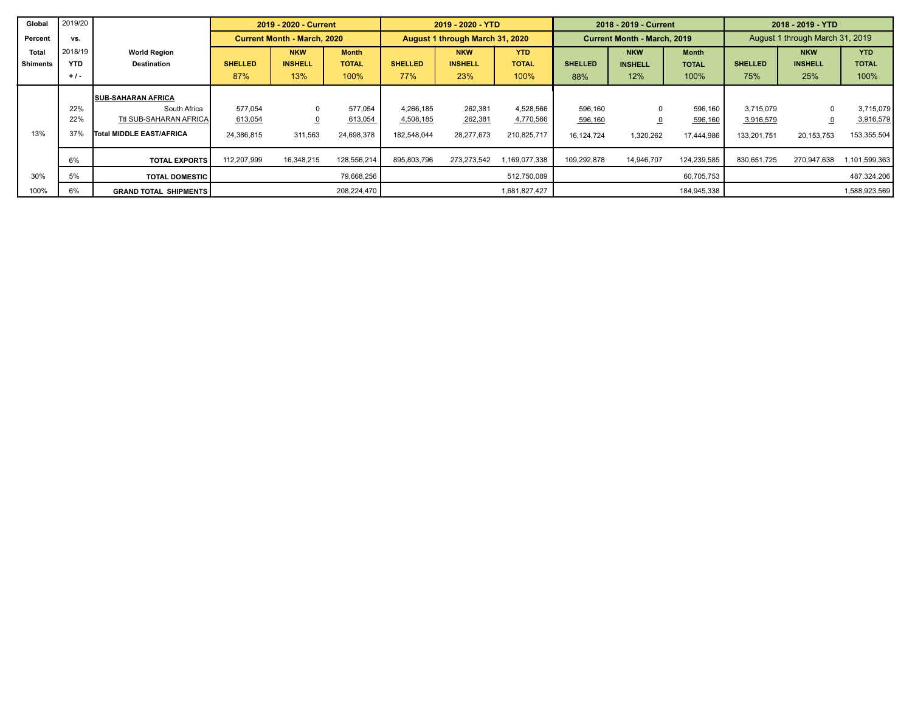| Global Percent Total Shiments | 2019/20 vs. 2018/19 YTD + / - | World Region Destination | 2019 - 2020 - Current | | | 2019 - 2020 - YTD | | | 2018 - 2019 - Current | | | 2018 - 2019 - YTD | | |
|---|---|---|---|---|---|---|---|---|---|---|---|---|---|---|
| | | | Current Month - March, 2020 | | | August 1 through March 31, 2020 | | | Current Month - March, 2019 | | | August 1 through March 31, 2019 | | |
| | | | SHELLED 87% | NKW INSHELL 13% | Month TOTAL 100% | SHELLED 77% | NKW INSHELL 23% | YTD TOTAL 100% | SHELLED 88% | NKW INSHELL 12% | Month TOTAL 100% | SHELLED 75% | NKW INSHELL 25% | YTD TOTAL 100% |
| | | **SUB-SAHARAN AFRICA** | | | | | | | | | | | | |
| | 22% | South Africa | 577,054 | 0 | 577,054 | 4,266,185 | 262,381 | 4,528,566 | 596,160 | 0 | 596,160 | 3,715,079 | 0 | 3,715,079 |
| | 22% | Ttl SUB-SAHARAN AFRICA | 613,054 | 0 | 613,054 | 4,508,185 | 262,381 | 4,770,566 | 596,160 | 0 | 596,160 | 3,916,579 | 0 | 3,916,579 |
| 13% | 37% | **Total MIDDLE EAST/AFRICA** | 24,386,815 | 311,563 | 24,698,378 | 182,548,044 | 28,277,673 | 210,825,717 | 16,124,724 | 1,320,262 | 17,444,986 | 133,201,751 | 20,153,753 | 153,355,504 |
| | 6% | **TOTAL EXPORTS** | 112,207,999 | 16,348,215 | 128,556,214 | 895,803,796 | 273,273,542 | 1,169,077,338 | 109,292,878 | 14,946,707 | 124,239,585 | 830,651,725 | 270,947,638 | 1,101,599,363 |
| 30% | 5% | **TOTAL DOMESTIC** | | | 79,668,256 | | | 512,750,089 | | | 60,705,753 | | | 487,324,206 |
| 100% | 6% | **GRAND TOTAL SHIPMENTS** | | | 208,224,470 | | | 1,681,827,427 | | | 184,945,338 | | | 1,588,923,569 |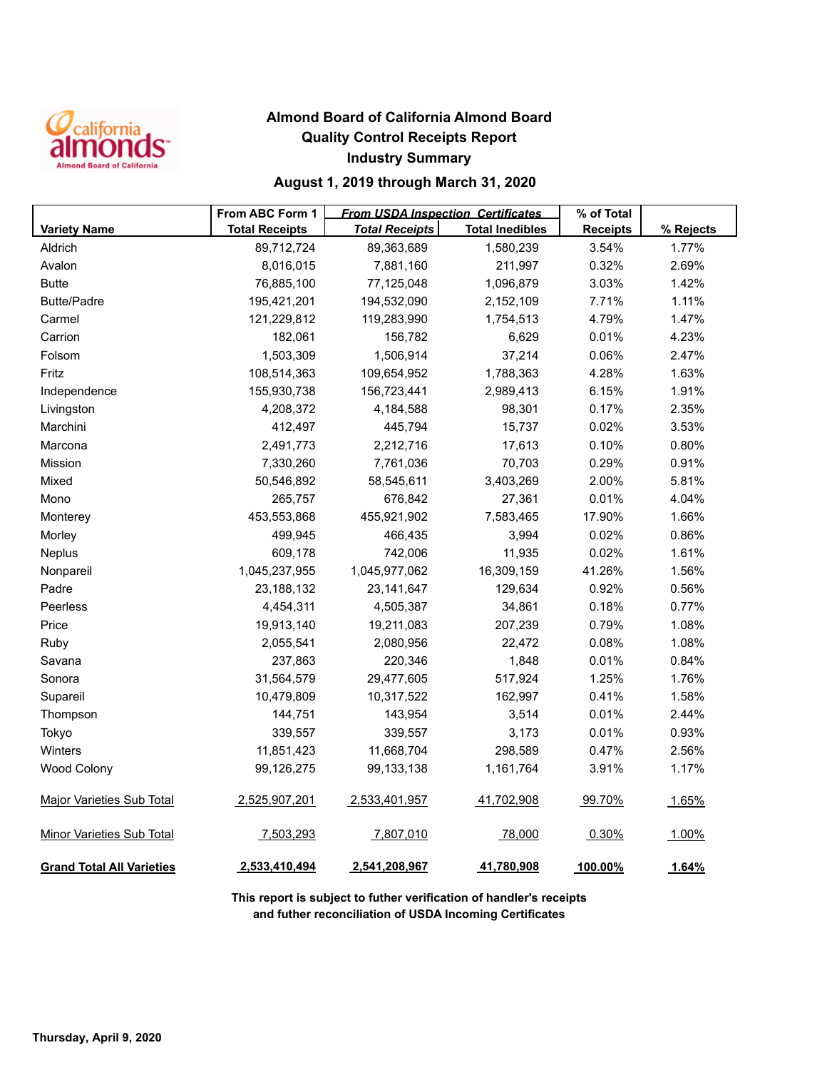# Almond Board of California Almond Board
## Quality Control Receipts Report
## Industry Summary
### August 1, 2019 through March 31, 2020

| Variety Name | From ABC Form 1 Total Receipts | *From USDA Inspection Certificates* *Total Receipts* | Total Inedibles | % of Total Receipts | % Rejects |
|---|---|---|---|---|---|
| Aldrich | 89,712,724 | 89,363,689 | 1,580,239 | 3.54% | 1.77% |
| Avalon | 8,016,015 | 7,881,160 | 211,997 | 0.32% | 2.69% |
| Butte | 76,885,100 | 77,125,048 | 1,096,879 | 3.03% | 1.42% |
| Butte/Padre | 195,421,201 | 194,532,090 | 2,152,109 | 7.71% | 1.11% |
| Carmel | 121,229,812 | 119,283,990 | 1,754,513 | 4.79% | 1.47% |
| Carrion | 182,061 | 156,782 | 6,629 | 0.01% | 4.23% |
| Folsom | 1,503,309 | 1,506,914 | 37,214 | 0.06% | 2.47% |
| Fritz | 108,514,363 | 109,654,952 | 1,788,363 | 4.28% | 1.63% |
| Independence | 155,930,738 | 156,723,441 | 2,989,413 | 6.15% | 1.91% |
| Livingston | 4,208,372 | 4,184,588 | 98,301 | 0.17% | 2.35% |
| Marchini | 412,497 | 445,794 | 15,737 | 0.02% | 3.53% |
| Marcona | 2,491,773 | 2,212,716 | 17,613 | 0.10% | 0.80% |
| Mission | 7,330,260 | 7,761,036 | 70,703 | 0.29% | 0.91% |
| Mixed | 50,546,892 | 58,545,611 | 3,403,269 | 2.00% | 5.81% |
| Mono | 265,757 | 676,842 | 27,361 | 0.01% | 4.04% |
| Monterey | 453,553,868 | 455,921,902 | 7,583,465 | 17.90% | 1.66% |
| Morley | 499,945 | 466,435 | 3,994 | 0.02% | 0.86% |
| Neplus | 609,178 | 742,006 | 11,935 | 0.02% | 1.61% |
| Nonpareil | 1,045,237,955 | 1,045,977,062 | 16,309,159 | 41.26% | 1.56% |
| Padre | 23,188,132 | 23,141,647 | 129,634 | 0.92% | 0.56% |
| Peerless | 4,454,311 | 4,505,387 | 34,861 | 0.18% | 0.77% |
| Price | 19,913,140 | 19,211,083 | 207,239 | 0.79% | 1.08% |
| Ruby | 2,055,541 | 2,080,956 | 22,472 | 0.08% | 1.08% |
| Savana | 237,863 | 220,346 | 1,848 | 0.01% | 0.84% |
| Sonora | 31,564,579 | 29,477,605 | 517,924 | 1.25% | 1.76% |
| Supareil | 10,479,809 | 10,317,522 | 162,997 | 0.41% | 1.58% |
| Thompson | 144,751 | 143,954 | 3,514 | 0.01% | 2.44% |
| Tokyo | 339,557 | 339,557 | 3,173 | 0.01% | 0.93% |
| Winters | 11,851,423 | 11,668,704 | 298,589 | 0.47% | 2.56% |
| Wood Colony | 99,126,275 | 99,133,138 | 1,161,764 | 3.91% | 1.17% |
| Major Varieties Sub Total | 2,525,907,201 | 2,533,401,957 | 41,702,908 | 99.70% | 1.65% |
| Minor Varieties Sub Total | 7,503,293 | 7,807,010 | 78,000 | 0.30% | 1.00% |
| **Grand Total All Varieties** | **2,533,410,494** | **2,541,208,967** | **41,780,908** | **100.00%** | **1.64%** |

**This report is subject to futher verification of handler's receipts and futher reconciliation of USDA Incoming Certificates**

**Thursday, April 9, 2020**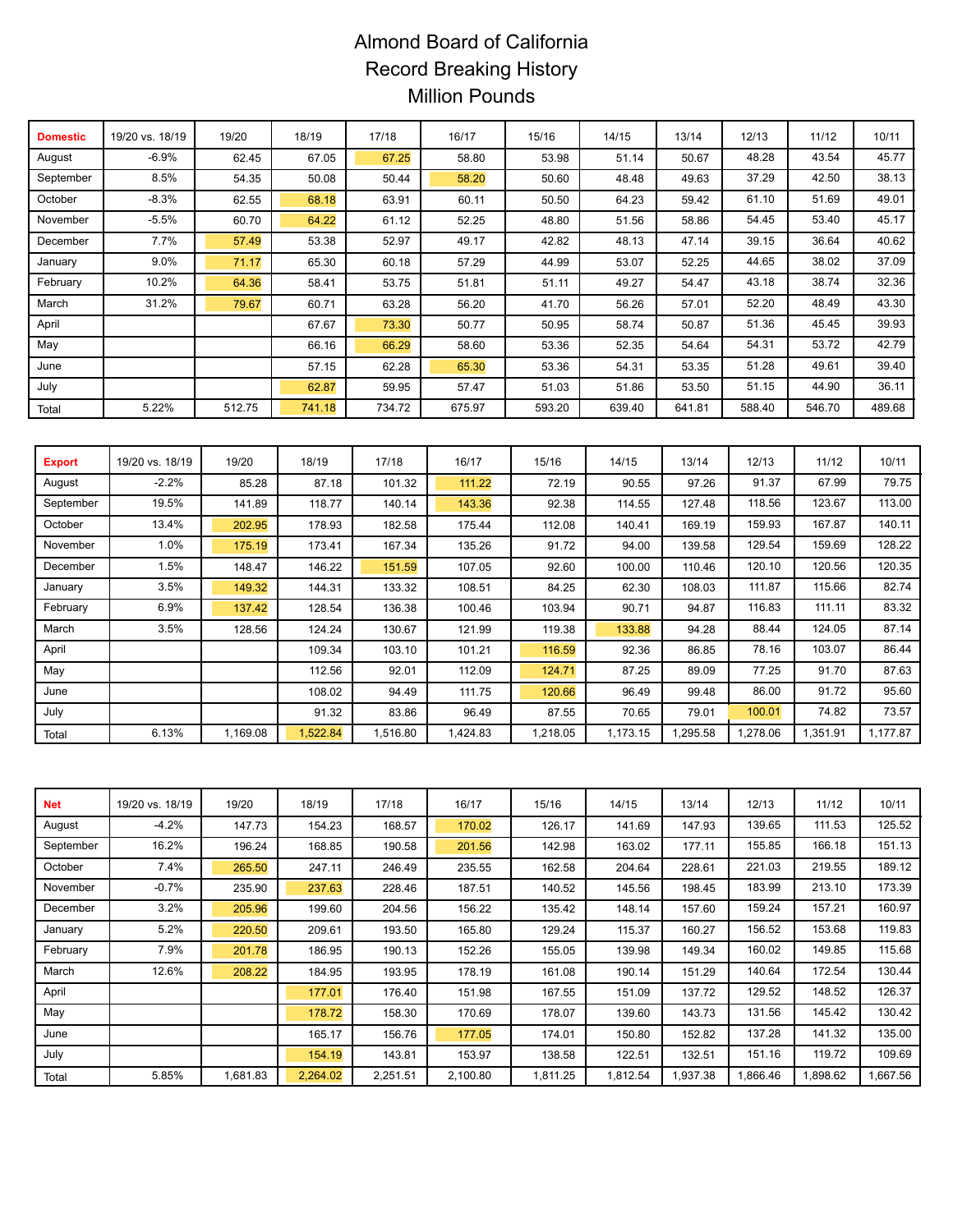# Almond Board of California
# Record Breaking History
# Million Pounds

| Domestic | 19/20 vs. 18/19 | 19/20 | 18/19 | 17/18 | 16/17 | 15/16 | 14/15 | 13/14 | 12/13 | 11/12 | 10/11 |
|---|---|---|---|---|---|---|---|---|---|---|---|
| August | -6.9% | 62.45 | 67.05 | 67.25 | 58.80 | 53.98 | 51.14 | 50.67 | 48.28 | 43.54 | 45.77 |
| September | 8.5% | 54.35 | 50.08 | 50.44 | 58.20 | 50.60 | 48.48 | 49.63 | 37.29 | 42.50 | 38.13 |
| October | -8.3% | 62.55 | 68.18 | 63.91 | 60.11 | 50.50 | 64.23 | 59.42 | 61.10 | 51.69 | 49.01 |
| November | -5.5% | 60.70 | 64.22 | 61.12 | 52.25 | 48.80 | 51.56 | 58.86 | 54.45 | 53.40 | 45.17 |
| December | 7.7% | 57.49 | 53.38 | 52.97 | 49.17 | 42.82 | 48.13 | 47.14 | 39.15 | 36.64 | 40.62 |
| January | 9.0% | 71.17 | 65.30 | 60.18 | 57.29 | 44.99 | 53.07 | 52.25 | 44.65 | 38.02 | 37.09 |
| February | 10.2% | 64.36 | 58.41 | 53.75 | 51.81 | 51.11 | 49.27 | 54.47 | 43.18 | 38.74 | 32.36 |
| March | 31.2% | 79.67 | 60.71 | 63.28 | 56.20 | 41.70 | 56.26 | 57.01 | 52.20 | 48.49 | 43.30 |
| April | | | 67.67 | 73.30 | 50.77 | 50.95 | 58.74 | 50.87 | 51.36 | 45.45 | 39.93 |
| May | | | 66.16 | 66.29 | 58.60 | 53.36 | 52.35 | 54.64 | 54.31 | 53.72 | 42.79 |
| June | | | 57.15 | 62.28 | 65.30 | 53.36 | 54.31 | 53.35 | 51.28 | 49.61 | 39.40 |
| July | | | 62.87 | 59.95 | 57.47 | 51.03 | 51.86 | 53.50 | 51.15 | 44.90 | 36.11 |
| Total | 5.22% | 512.75 | 741.18 | 734.72 | 675.97 | 593.20 | 639.40 | 641.81 | 588.40 | 546.70 | 489.68 |

| Export | 19/20 vs. 18/19 | 19/20 | 18/19 | 17/18 | 16/17 | 15/16 | 14/15 | 13/14 | 12/13 | 11/12 | 10/11 |
|---|---|---|---|---|---|---|---|---|---|---|---|
| August | -2.2% | 85.28 | 87.18 | 101.32 | 111.22 | 72.19 | 90.55 | 97.26 | 91.37 | 67.99 | 79.75 |
| September | 19.5% | 141.89 | 118.77 | 140.14 | 143.36 | 92.38 | 114.55 | 127.48 | 118.56 | 123.67 | 113.00 |
| October | 13.4% | 202.95 | 178.93 | 182.58 | 175.44 | 112.08 | 140.41 | 169.19 | 159.93 | 167.87 | 140.11 |
| November | 1.0% | 175.19 | 173.41 | 167.34 | 135.26 | 91.72 | 94.00 | 139.58 | 129.54 | 159.69 | 128.22 |
| December | 1.5% | 148.47 | 146.22 | 151.59 | 107.05 | 92.60 | 100.00 | 110.46 | 120.10 | 120.56 | 120.35 |
| January | 3.5% | 149.32 | 144.31 | 133.32 | 108.51 | 84.25 | 62.30 | 108.03 | 111.87 | 115.66 | 82.74 |
| February | 6.9% | 137.42 | 128.54 | 136.38 | 100.46 | 103.94 | 90.71 | 94.87 | 116.83 | 111.11 | 83.32 |
| March | 3.5% | 128.56 | 124.24 | 130.67 | 121.99 | 119.38 | 133.88 | 94.28 | 88.44 | 124.05 | 87.14 |
| April | | | 109.34 | 103.10 | 101.21 | 116.59 | 92.36 | 86.85 | 78.16 | 103.07 | 86.44 |
| May | | | 112.56 | 92.01 | 112.09 | 124.71 | 87.25 | 89.09 | 77.25 | 91.70 | 87.63 |
| June | | | 108.02 | 94.49 | 111.75 | 120.66 | 96.49 | 99.48 | 86.00 | 91.72 | 95.60 |
| July | | | 91.32 | 83.86 | 96.49 | 87.55 | 70.65 | 79.01 | 100.01 | 74.82 | 73.57 |
| Total | 6.13% | 1,169.08 | 1,522.84 | 1,516.80 | 1,424.83 | 1,218.05 | 1,173.15 | 1,295.58 | 1,278.06 | 1,351.91 | 1,177.87 |

| Net | 19/20 vs. 18/19 | 19/20 | 18/19 | 17/18 | 16/17 | 15/16 | 14/15 | 13/14 | 12/13 | 11/12 | 10/11 |
|---|---|---|---|---|---|---|---|---|---|---|---|
| August | -4.2% | 147.73 | 154.23 | 168.57 | 170.02 | 126.17 | 141.69 | 147.93 | 139.65 | 111.53 | 125.52 |
| September | 16.2% | 196.24 | 168.85 | 190.58 | 201.56 | 142.98 | 163.02 | 177.11 | 155.85 | 166.18 | 151.13 |
| October | 7.4% | 265.50 | 247.11 | 246.49 | 235.55 | 162.58 | 204.64 | 228.61 | 221.03 | 219.55 | 189.12 |
| November | -0.7% | 235.90 | 237.63 | 228.46 | 187.51 | 140.52 | 145.56 | 198.45 | 183.99 | 213.10 | 173.39 |
| December | 3.2% | 205.96 | 199.60 | 204.56 | 156.22 | 135.42 | 148.14 | 157.60 | 159.24 | 157.21 | 160.97 |
| January | 5.2% | 220.50 | 209.61 | 193.50 | 165.80 | 129.24 | 115.37 | 160.27 | 156.52 | 153.68 | 119.83 |
| February | 7.9% | 201.78 | 186.95 | 190.13 | 152.26 | 155.05 | 139.98 | 149.34 | 160.02 | 149.85 | 115.68 |
| March | 12.6% | 208.22 | 184.95 | 193.95 | 178.19 | 161.08 | 190.14 | 151.29 | 140.64 | 172.54 | 130.44 |
| April | | | 177.01 | 176.40 | 151.98 | 167.55 | 151.09 | 137.72 | 129.52 | 148.52 | 126.37 |
| May | | | 178.72 | 158.30 | 170.69 | 178.07 | 139.60 | 143.73 | 131.56 | 145.42 | 130.42 |
| June | | | 165.17 | 156.76 | 177.05 | 174.01 | 150.80 | 152.82 | 137.28 | 141.32 | 135.00 |
| July | | | 154.19 | 143.81 | 153.97 | 138.58 | 122.51 | 132.51 | 151.16 | 119.72 | 109.69 |
| Total | 5.85% | 1,681.83 | 2,264.02 | 2,251.51 | 2,100.80 | 1,811.25 | 1,812.54 | 1,937.38 | 1,866.46 | 1,898.62 | 1,667.56 |